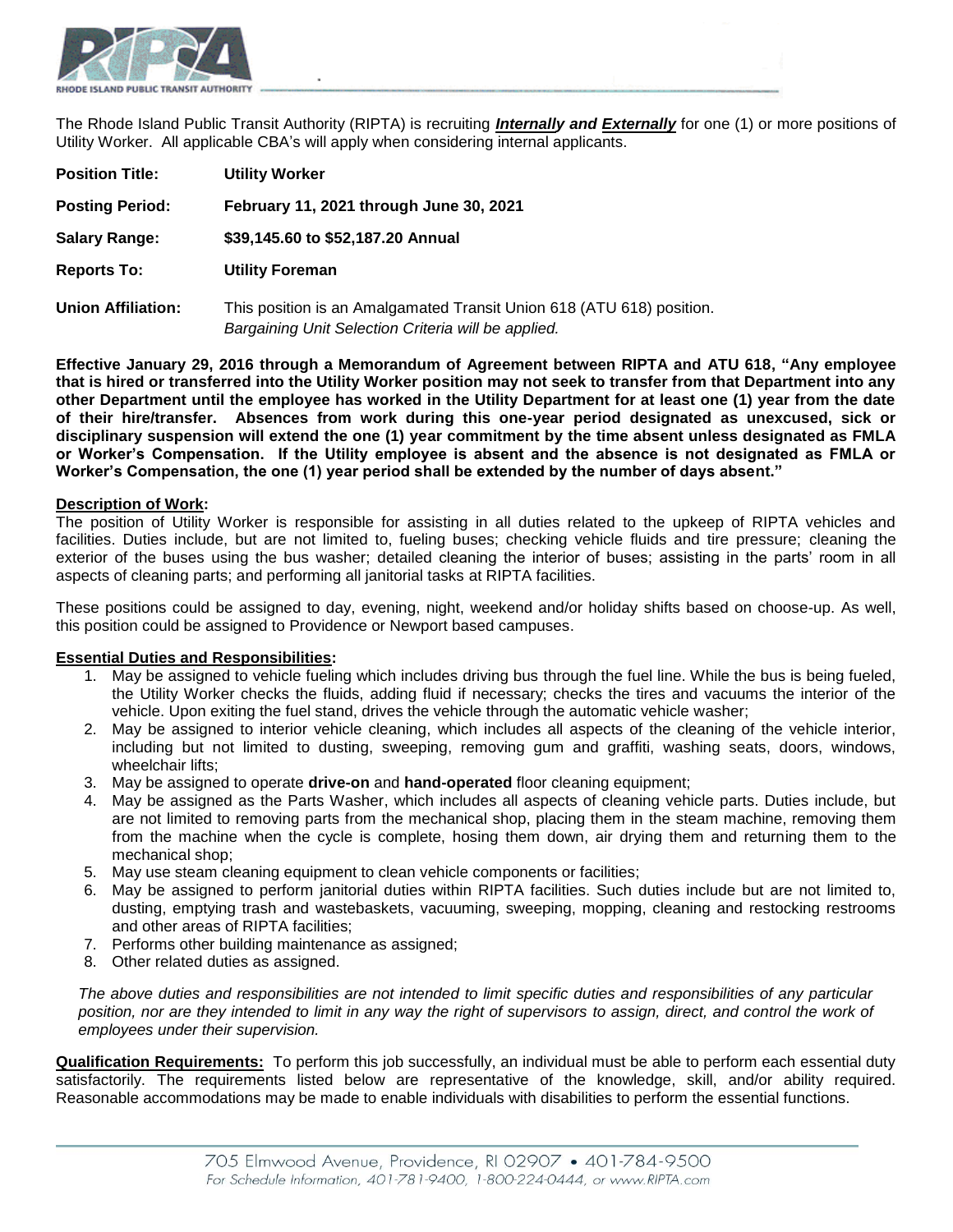The Rhode Island Public Transit Authority (RIPTA) is recruiting ***Internally and Externally*** for one (1) or more positions of Utility Worker. All applicable CBA's will apply when considering internal applicants.

**Position Title:** **Utility Worker**

**Posting Period:** **February 11, 2021 through June 30, 2021**

**Salary Range:** **$39,145.60 to $52,187.20 Annual**

**Reports To:** **Utility Foreman**

**Union Affiliation:** This position is an Amalgamated Transit Union 618 (ATU 618) position. *Bargaining Unit Selection Criteria will be applied.*

**Effective January 29, 2016 through a Memorandum of Agreement between RIPTA and ATU 618, "Any employee that is hired or transferred into the Utility Worker position may not seek to transfer from that Department into any other Department until the employee has worked in the Utility Department for at least one (1) year from the date of their hire/transfer. Absences from work during this one-year period designated as unexcused, sick or disciplinary suspension will extend the one (1) year commitment by the time absent unless designated as FMLA or Worker's Compensation. If the Utility employee is absent and the absence is not designated as FMLA or Worker's Compensation, the one (1) year period shall be extended by the number of days absent."**

**Description of Work:**

The position of Utility Worker is responsible for assisting in all duties related to the upkeep of RIPTA vehicles and facilities. Duties include, but are not limited to, fueling buses; checking vehicle fluids and tire pressure; cleaning the exterior of the buses using the bus washer; detailed cleaning the interior of buses; assisting in the parts' room in all aspects of cleaning parts; and performing all janitorial tasks at RIPTA facilities.

These positions could be assigned to day, evening, night, weekend and/or holiday shifts based on choose-up. As well, this position could be assigned to Providence or Newport based campuses.

**Essential Duties and Responsibilities:**

1. May be assigned to vehicle fueling which includes driving bus through the fuel line. While the bus is being fueled, the Utility Worker checks the fluids, adding fluid if necessary; checks the tires and vacuums the interior of the vehicle. Upon exiting the fuel stand, drives the vehicle through the automatic vehicle washer;
2. May be assigned to interior vehicle cleaning, which includes all aspects of the cleaning of the vehicle interior, including but not limited to dusting, sweeping, removing gum and graffiti, washing seats, doors, windows, wheelchair lifts;
3. May be assigned to operate **drive-on** and **hand-operated** floor cleaning equipment;
4. May be assigned as the Parts Washer, which includes all aspects of cleaning vehicle parts. Duties include, but are not limited to removing parts from the mechanical shop, placing them in the steam machine, removing them from the machine when the cycle is complete, hosing them down, air drying them and returning them to the mechanical shop;
5. May use steam cleaning equipment to clean vehicle components or facilities;
6. May be assigned to perform janitorial duties within RIPTA facilities. Such duties include but are not limited to, dusting, emptying trash and wastebaskets, vacuuming, sweeping, mopping, cleaning and restocking restrooms and other areas of RIPTA facilities;
7. Performs other building maintenance as assigned;
8. Other related duties as assigned.

*The above duties and responsibilities are not intended to limit specific duties and responsibilities of any particular position, nor are they intended to limit in any way the right of supervisors to assign, direct, and control the work of employees under their supervision.*

**Qualification Requirements:** To perform this job successfully, an individual must be able to perform each essential duty satisfactorily. The requirements listed below are representative of the knowledge, skill, and/or ability required. Reasonable accommodations may be made to enable individuals with disabilities to perform the essential functions.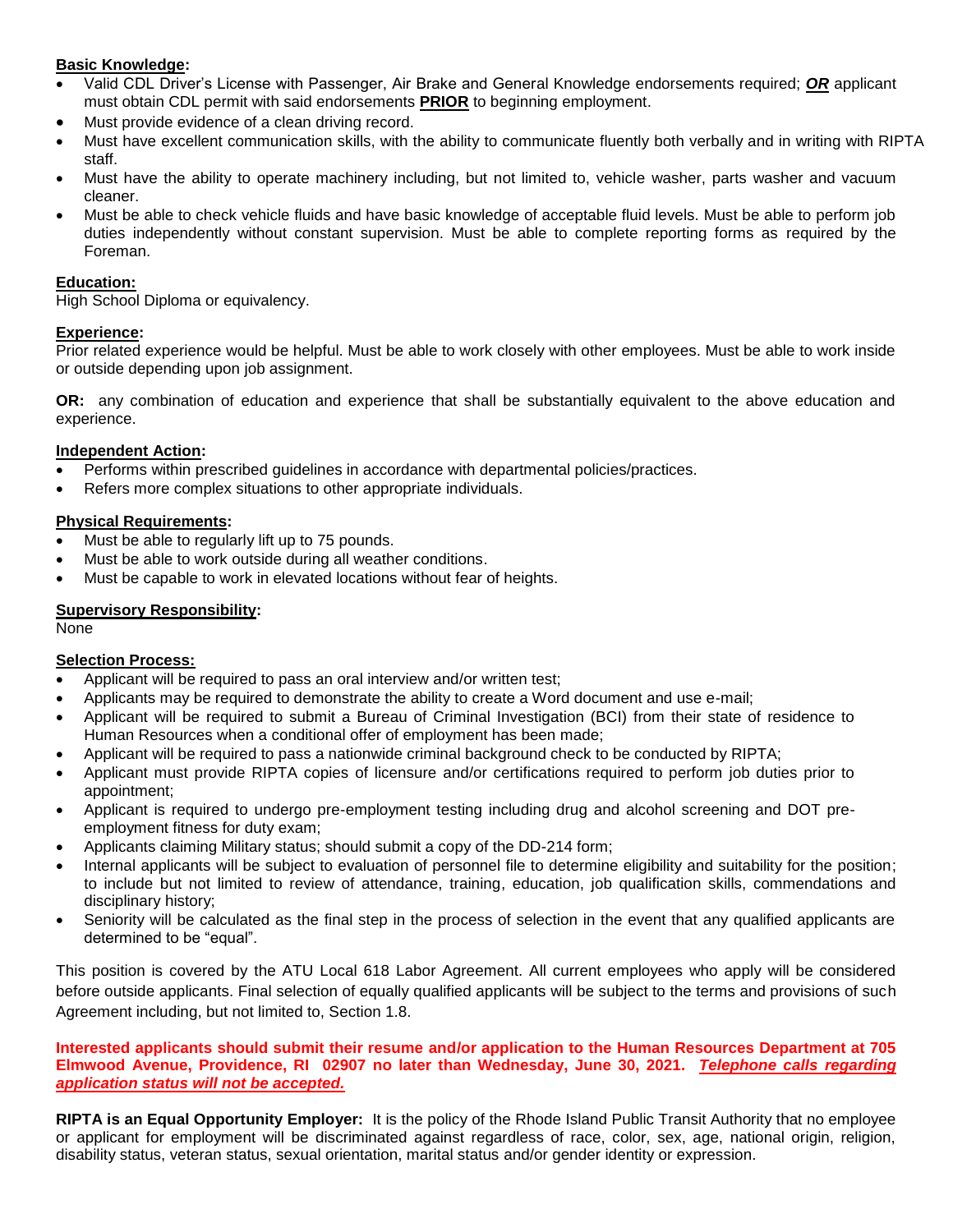**Basic Knowledge:**

- Valid CDL Driver's License with Passenger, Air Brake and General Knowledge endorsements required; ***OR*** applicant must obtain CDL permit with said endorsements **PRIOR** to beginning employment.
- Must provide evidence of a clean driving record.
- Must have excellent communication skills, with the ability to communicate fluently both verbally and in writing with RIPTA staff.
- Must have the ability to operate machinery including, but not limited to, vehicle washer, parts washer and vacuum cleaner.
- Must be able to check vehicle fluids and have basic knowledge of acceptable fluid levels. Must be able to perform job duties independently without constant supervision. Must be able to complete reporting forms as required by the Foreman.

**Education:**

High School Diploma or equivalency.

**Experience:**

Prior related experience would be helpful. Must be able to work closely with other employees. Must be able to work inside or outside depending upon job assignment.

**OR:** any combination of education and experience that shall be substantially equivalent to the above education and experience.

**Independent Action:**

- Performs within prescribed guidelines in accordance with departmental policies/practices.
- Refers more complex situations to other appropriate individuals.

**Physical Requirements:**

- Must be able to regularly lift up to 75 pounds.
- Must be able to work outside during all weather conditions.
- Must be capable to work in elevated locations without fear of heights.

**Supervisory Responsibility:**

None

**Selection Process:**

- Applicant will be required to pass an oral interview and/or written test;
- Applicants may be required to demonstrate the ability to create a Word document and use e-mail;
- Applicant will be required to submit a Bureau of Criminal Investigation (BCI) from their state of residence to Human Resources when a conditional offer of employment has been made;
- Applicant will be required to pass a nationwide criminal background check to be conducted by RIPTA;
- Applicant must provide RIPTA copies of licensure and/or certifications required to perform job duties prior to appointment;
- Applicant is required to undergo pre-employment testing including drug and alcohol screening and DOT pre-employment fitness for duty exam;
- Applicants claiming Military status; should submit a copy of the DD-214 form;
- Internal applicants will be subject to evaluation of personnel file to determine eligibility and suitability for the position; to include but not limited to review of attendance, training, education, job qualification skills, commendations and disciplinary history;
- Seniority will be calculated as the final step in the process of selection in the event that any qualified applicants are determined to be "equal".

This position is covered by the ATU Local 618 Labor Agreement. All current employees who apply will be considered before outside applicants. Final selection of equally qualified applicants will be subject to the terms and provisions of such Agreement including, but not limited to, Section 1.8.

**Interested applicants should submit their resume and/or application to the Human Resources Department at 705 Elmwood Avenue, Providence, RI 02907 no later than Wednesday, June 30, 2021. *Telephone calls regarding application status will not be accepted.***

**RIPTA is an Equal Opportunity Employer:** It is the policy of the Rhode Island Public Transit Authority that no employee or applicant for employment will be discriminated against regardless of race, color, sex, age, national origin, religion, disability status, veteran status, sexual orientation, marital status and/or gender identity or expression.